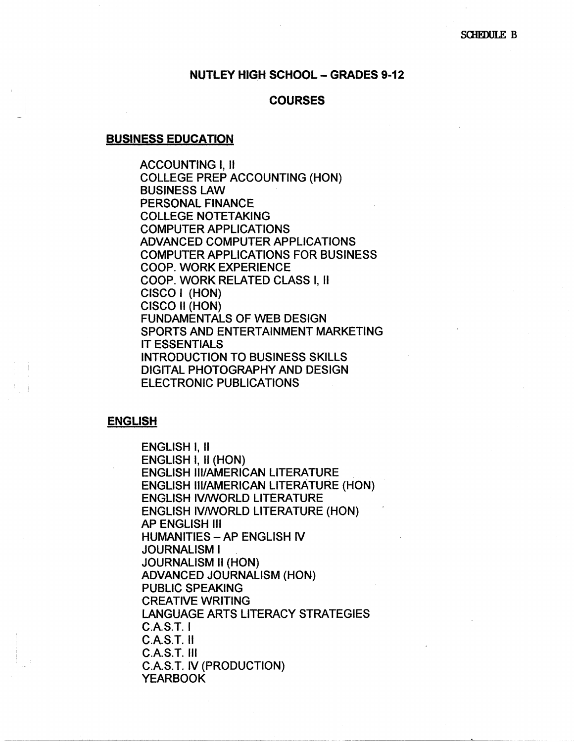SCHEDULE B

# NUTLEY HIGH SCHOOL – GRADES 9-12

## COURSES

### BUSINESS EDUCATION

- ACCOUNTING I, II
- COLLEGE PREP ACCOUNTING (HON)
- BUSINESS LAW
- PERSONAL FINANCE
- COLLEGE NOTETAKING
- COMPUTER APPLICATIONS
- ADVANCED COMPUTER APPLICATIONS
- COMPUTER APPLICATIONS FOR BUSINESS
- COOP. WORK EXPERIENCE
- COOP. WORK RELATED CLASS I, II
- CISCO I (HON)
- CISCO II (HON)
- FUNDAMENTALS OF WEB DESIGN
- SPORTS AND ENTERTAINMENT MARKETING
- IT ESSENTIALS
- INTRODUCTION TO BUSINESS SKILLS
- DIGITAL PHOTOGRAPHY AND DESIGN
- ELECTRONIC PUBLICATIONS

### ENGLISH

- ENGLISH I, II
- ENGLISH I, II (HON)
- ENGLISH III/AMERICAN LITERATURE
- ENGLISH III/AMERICAN LITERATURE (HON)
- ENGLISH IV/WORLD LITERATURE
- ENGLISH IV/WORLD LITERATURE (HON)
- AP ENGLISH III
- HUMANITIES – AP ENGLISH IV
- JOURNALISM I
- JOURNALISM II (HON)
- ADVANCED JOURNALISM (HON)
- PUBLIC SPEAKING
- CREATIVE WRITING
- LANGUAGE ARTS LITERACY STRATEGIES
- C.A.S.T. I
- C.A.S.T. II
- C.A.S.T. III
- C.A.S.T. IV (PRODUCTION)
- YEARBOOK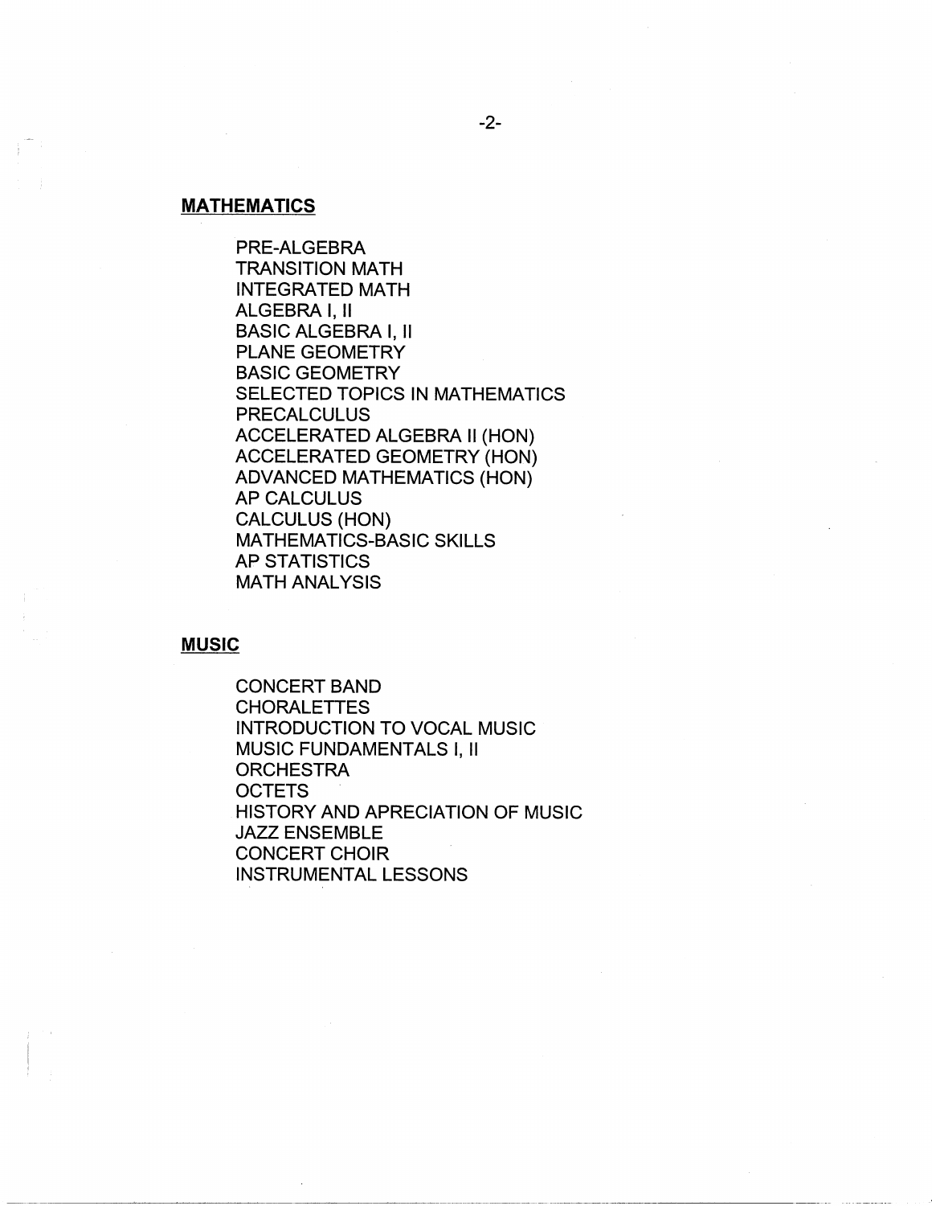## MATHEMATICS

- PRE-ALGEBRA
- TRANSITION MATH
- INTEGRATED MATH
- ALGEBRA I, II
- BASIC ALGEBRA I, II
- PLANE GEOMETRY
- BASIC GEOMETRY
- SELECTED TOPICS IN MATHEMATICS
- PRECALCULUS
- ACCELERATED ALGEBRA II (HON)
- ACCELERATED GEOMETRY (HON)
- ADVANCED MATHEMATICS (HON)
- AP CALCULUS
- CALCULUS (HON)
- MATHEMATICS-BASIC SKILLS
- AP STATISTICS
- MATH ANALYSIS

## MUSIC

- CONCERT BAND
- CHORALETTES
- INTRODUCTION TO VOCAL MUSIC
- MUSIC FUNDAMENTALS I, II
- ORCHESTRA
- OCTETS
- HISTORY AND APRECIATION OF MUSIC
- JAZZ ENSEMBLE
- CONCERT CHOIR
- INSTRUMENTAL LESSONS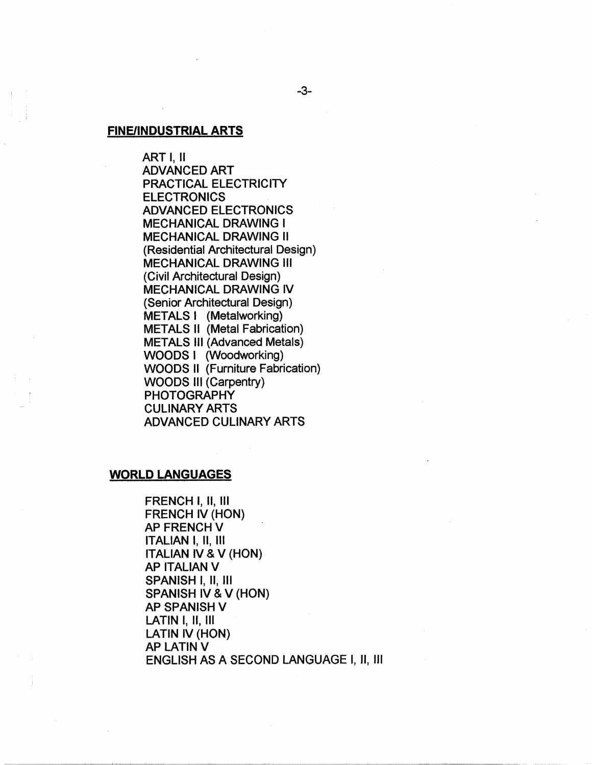## **FINE/INDUSTRIAL ARTS**

ART I, II
ADVANCED ART
PRACTICAL ELECTRICITY
ELECTRONICS
ADVANCED ELECTRONICS
MECHANICAL DRAWING I
MECHANICAL DRAWING II
(Residential Architectural Design)
MECHANICAL DRAWING III
(Civil Architectural Design)
MECHANICAL DRAWING IV
(Senior Architectural Design)
METALS I (Metalworking)
METALS II (Metal Fabrication)
METALS III (Advanced Metals)
WOODS I (Woodworking)
WOODS II (Furniture Fabrication)
WOODS III (Carpentry)
PHOTOGRAPHY
CULINARY ARTS
ADVANCED CULINARY ARTS

## **WORLD LANGUAGES**

FRENCH I, II, III
FRENCH IV (HON)
AP FRENCH V
ITALIAN I, II, III
ITALIAN IV & V (HON)
AP ITALIAN V
SPANISH I, II, III
SPANISH IV & V (HON)
AP SPANISH V
LATIN I, II, III
LATIN IV (HON)
AP LATIN V
ENGLISH AS A SECOND LANGUAGE I, II, III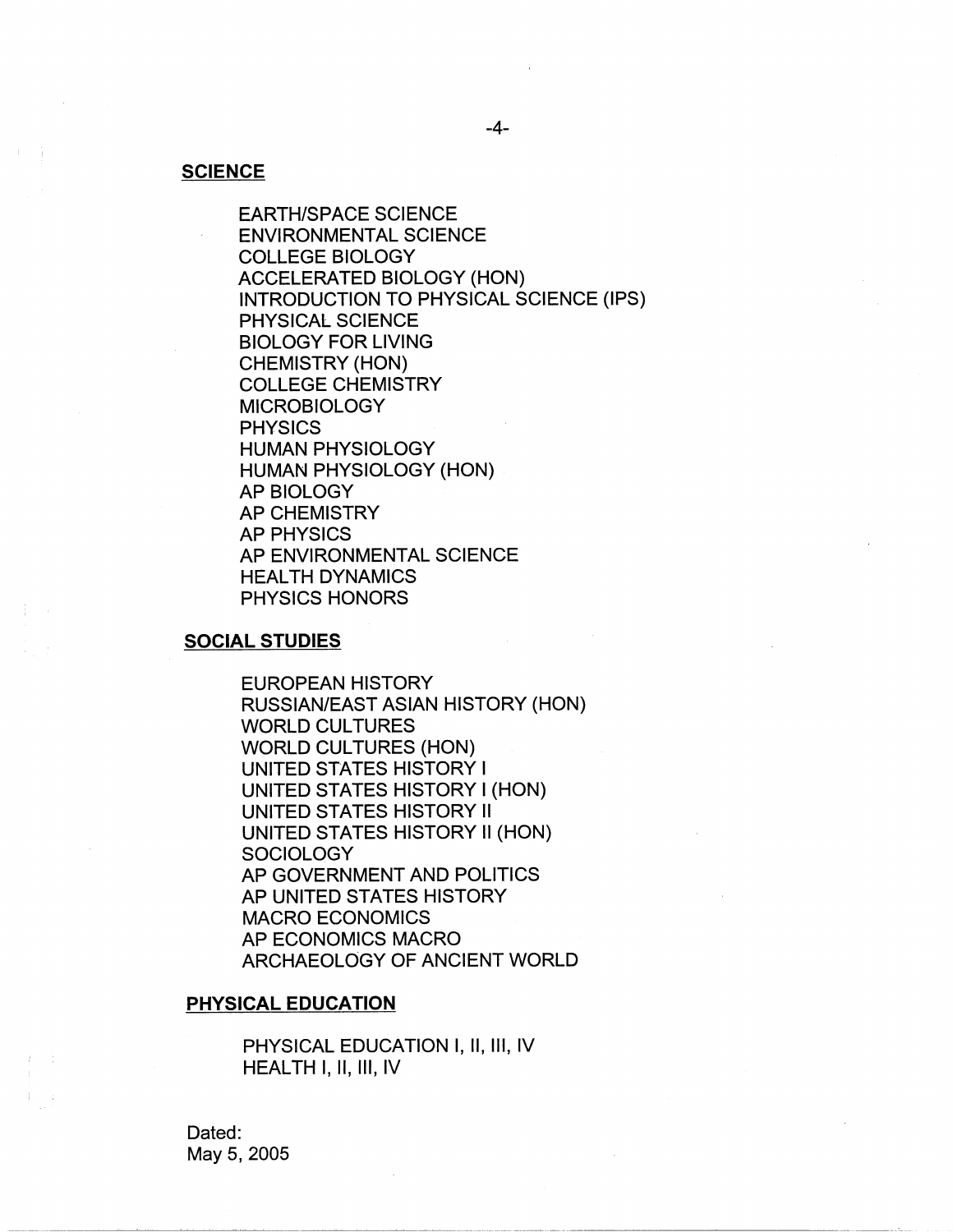**SCIENCE**

- EARTH/SPACE SCIENCE
- ENVIRONMENTAL SCIENCE
- COLLEGE BIOLOGY
- ACCELERATED BIOLOGY (HON)
- INTRODUCTION TO PHYSICAL SCIENCE (IPS)
- PHYSICAL SCIENCE
- BIOLOGY FOR LIVING
- CHEMISTRY (HON)
- COLLEGE CHEMISTRY
- MICROBIOLOGY
- PHYSICS
- HUMAN PHYSIOLOGY
- HUMAN PHYSIOLOGY (HON)
- AP BIOLOGY
- AP CHEMISTRY
- AP PHYSICS
- AP ENVIRONMENTAL SCIENCE
- HEALTH DYNAMICS
- PHYSICS HONORS

**SOCIAL STUDIES**

- EUROPEAN HISTORY
- RUSSIAN/EAST ASIAN HISTORY (HON)
- WORLD CULTURES
- WORLD CULTURES (HON)
- UNITED STATES HISTORY I
- UNITED STATES HISTORY I (HON)
- UNITED STATES HISTORY II
- UNITED STATES HISTORY II (HON)
- SOCIOLOGY
- AP GOVERNMENT AND POLITICS
- AP UNITED STATES HISTORY
- MACRO ECONOMICS
- AP ECONOMICS MACRO
- ARCHAEOLOGY OF ANCIENT WORLD

**PHYSICAL EDUCATION**

- PHYSICAL EDUCATION I, II, III, IV
- HEALTH I, II, III, IV

Dated:
May 5, 2005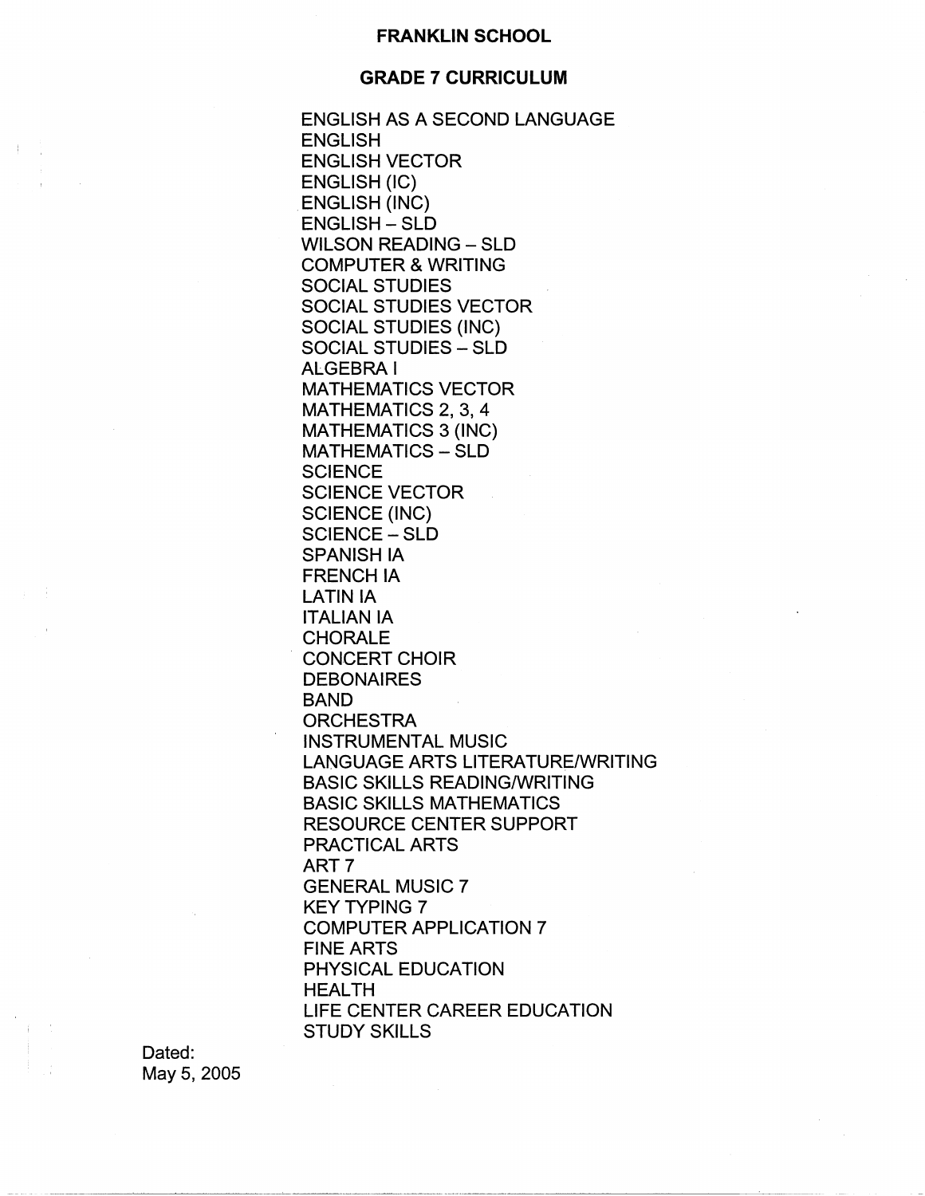# FRANKLIN SCHOOL

## GRADE 7 CURRICULUM

ENGLISH AS A SECOND LANGUAGE
ENGLISH
ENGLISH VECTOR
ENGLISH (IC)
ENGLISH (INC)
ENGLISH – SLD
WILSON READING – SLD
COMPUTER & WRITING
SOCIAL STUDIES
SOCIAL STUDIES VECTOR
SOCIAL STUDIES (INC)
SOCIAL STUDIES – SLD
ALGEBRA I
MATHEMATICS VECTOR
MATHEMATICS 2, 3, 4
MATHEMATICS 3 (INC)
MATHEMATICS – SLD
SCIENCE
SCIENCE VECTOR
SCIENCE (INC)
SCIENCE – SLD
SPANISH IA
FRENCH IA
LATIN IA
ITALIAN IA
CHORALE
CONCERT CHOIR
DEBONAIRES
BAND
ORCHESTRA
INSTRUMENTAL MUSIC
LANGUAGE ARTS LITERATURE/WRITING
BASIC SKILLS READING/WRITING
BASIC SKILLS MATHEMATICS
RESOURCE CENTER SUPPORT
PRACTICAL ARTS
ART 7
GENERAL MUSIC 7
KEY TYPING 7
COMPUTER APPLICATION 7
FINE ARTS
PHYSICAL EDUCATION
HEALTH
LIFE CENTER CAREER EDUCATION
STUDY SKILLS

Dated:
May 5, 2005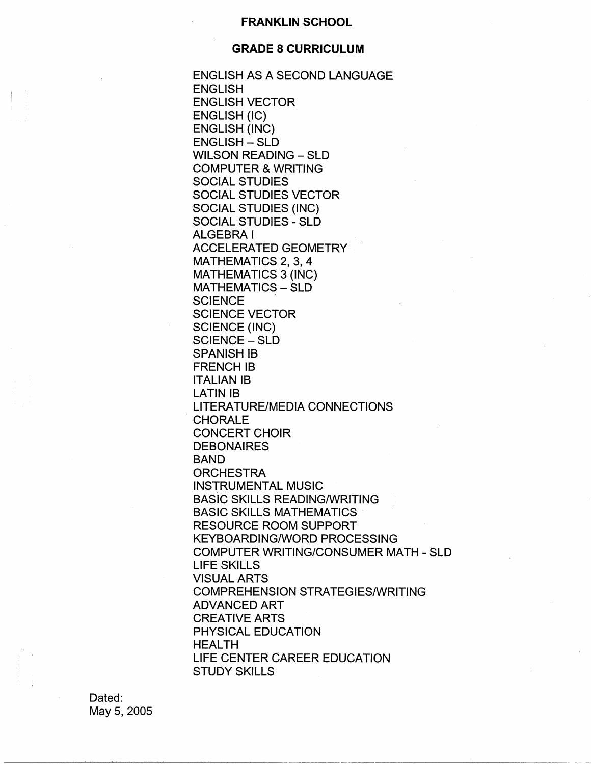# FRANKLIN SCHOOL

## GRADE 8 CURRICULUM

ENGLISH AS A SECOND LANGUAGE
ENGLISH
ENGLISH VECTOR
ENGLISH (IC)
ENGLISH (INC)
ENGLISH – SLD
WILSON READING – SLD
COMPUTER & WRITING
SOCIAL STUDIES
SOCIAL STUDIES VECTOR
SOCIAL STUDIES (INC)
SOCIAL STUDIES - SLD
ALGEBRA I
ACCELERATED GEOMETRY
MATHEMATICS 2, 3, 4
MATHEMATICS 3 (INC)
MATHEMATICS – SLD
SCIENCE
SCIENCE VECTOR
SCIENCE (INC)
SCIENCE – SLD
SPANISH IB
FRENCH IB
ITALIAN IB
LATIN IB
LITERATURE/MEDIA CONNECTIONS
CHORALE
CONCERT CHOIR
DEBONAIRES
BAND
ORCHESTRA
INSTRUMENTAL MUSIC
BASIC SKILLS READING/WRITING
BASIC SKILLS MATHEMATICS
RESOURCE ROOM SUPPORT
KEYBOARDING/WORD PROCESSING
COMPUTER WRITING/CONSUMER MATH - SLD
LIFE SKILLS
VISUAL ARTS
COMPREHENSION STRATEGIES/WRITING
ADVANCED ART
CREATIVE ARTS
PHYSICAL EDUCATION
HEALTH
LIFE CENTER CAREER EDUCATION
STUDY SKILLS

Dated:
May 5, 2005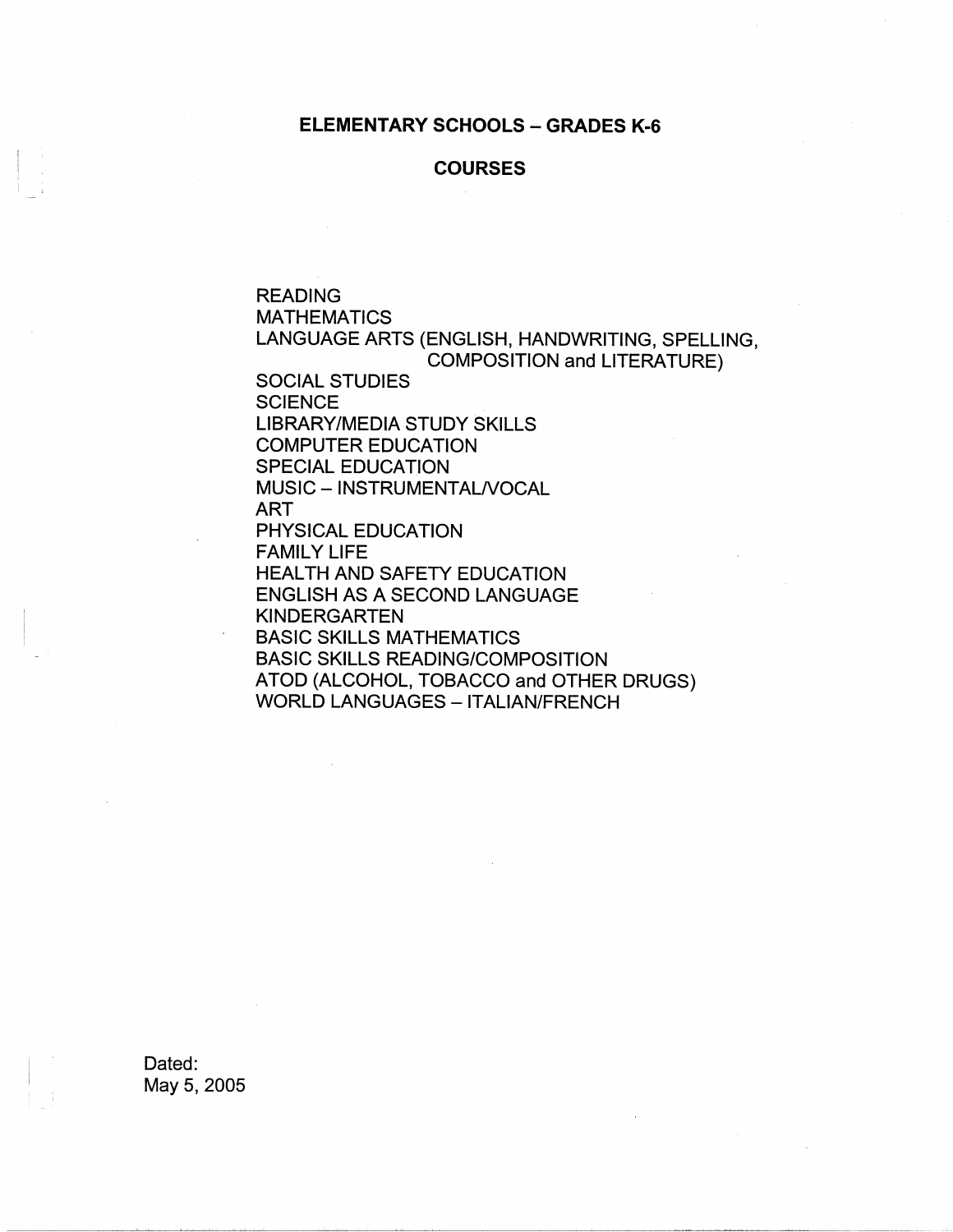## ELEMENTARY SCHOOLS – GRADES K-6

### COURSES

READING
MATHEMATICS
LANGUAGE ARTS (ENGLISH, HANDWRITING, SPELLING, COMPOSITION and LITERATURE)
SOCIAL STUDIES
SCIENCE
LIBRARY/MEDIA STUDY SKILLS
COMPUTER EDUCATION
SPECIAL EDUCATION
MUSIC – INSTRUMENTAL/VOCAL
ART
PHYSICAL EDUCATION
FAMILY LIFE
HEALTH AND SAFETY EDUCATION
ENGLISH AS A SECOND LANGUAGE
KINDERGARTEN
BASIC SKILLS MATHEMATICS
BASIC SKILLS READING/COMPOSITION
ATOD (ALCOHOL, TOBACCO and OTHER DRUGS)
WORLD LANGUAGES – ITALIAN/FRENCH

Dated:
May 5, 2005